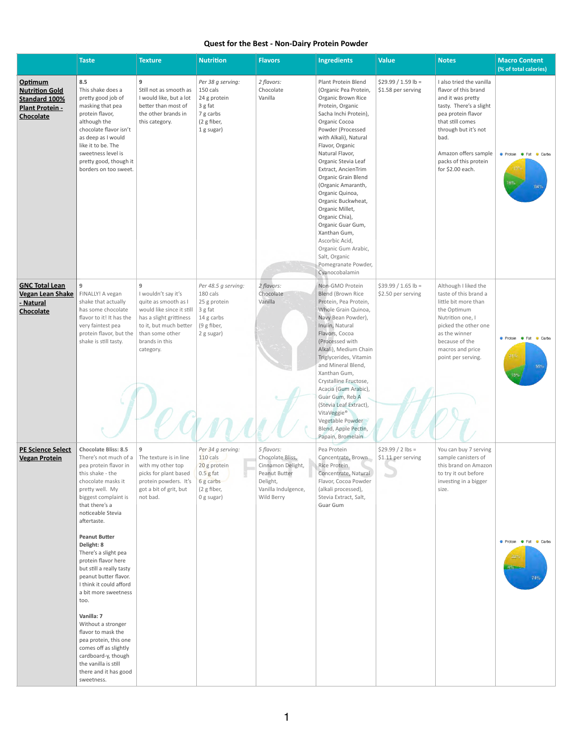# Quest for the Best - Non-Dairy Protein Powder

| | Taste | Texture | Nutrition | Flavors | Ingredients | Value | Notes | Macro Content (% of total calories) |
|---|---|---|---|---|---|---|---|---|
| **Optimum Nutrition Gold Standard 100% Plant Protein - Chocolate** | 8.5<br>This shake does a pretty good job of masking that pea protein flavor, although the chocolate flavor isn't as deep as I would like it to be. The sweetness level is pretty good, though it borders on too sweet. | 9<br>Still not as smooth as I would like, but a lot better than most of the other brands in this category. | *Per 38 g serving:*<br>150 cals<br>24 g protein<br>3 g fat<br>7 g carbs<br>(2 g fiber,<br>1 g sugar) | *2 flavors:*<br>Chocolate<br>Vanilla | Plant Protein Blend (Organic Pea Protein, Organic Brown Rice Protein, Organic Sacha Inchi Protein), Organic Cocoa Powder (Processed with Alkali), Natural Flavor, Organic Natural Flavor, Organic Stevia Leaf Extract, AncienTrim Organic Grain Blend (Organic Amaranth, Organic Quinoa, Organic Buckwheat, Organic Millet, Organic Chia), Organic Guar Gum, Xanthan Gum, Ascorbic Acid, Organic Gum Arabic, Salt, Organic Pomegranate Powder, Cyanocobalamin | $29.99 / 1.59 lb = $1.58 per serving | I also tried the vanilla flavor of this brand and it was pretty tasty. There's a slight pea protein flavor that still comes through but it's not bad.<br><br>Amazon offers sample packs of this protein for $2.00 each. | Protein 64%, Fat 18%, Carbs 19% |
| **GNC Total Lean Vegan Lean Shake - Natural Chocolate** | 9<br>FINALLY! A vegan shake that actually has some chocolate flavor to it! It has the very faintest pea protein flavor, but the shake is still tasty. | 9<br>I wouldn't say it's quite as smooth as I would like since it still has a slight grittiness to it, but much better than some other brands in this category. | *Per 48.5 g serving:*<br>180 cals<br>25 g protein<br>3 g fat<br>14 g carbs<br>(9 g fiber,<br>2 g sugar) | *2 flavors:*<br>Chocolate<br>Vanilla | Non-GMO Protein Blend (Brown Rice Protein, Pea Protein, Whole Grain Quinoa, Navy Bean Powder), Inulin, Natural Flavors, Cocoa (Processed with Alkali), Medium Chain Triglycerides, Vitamin and Mineral Blend, Xanthan Gum, Crystalline Fructose, Acacia (Gum Arabic), Guar Gum, Reb A (Stevia Leaf Extract), VitaVeggie® Vegetable Powder Blend, Apple Pectin, Papain, Bromelain | $39.99 / 1.65 lb = $2.50 per serving | Although I liked the taste of this brand a little bit more than the Optimum Nutrition one, I picked the other one as the winner because of the macros and price point per serving. | Protein 55%, Fat 15%, Carbs 31% |
| **PE Science Select Vegan Protein** | **Chocolate Bliss: 8.5**<br>There's not much of a pea protein flavor in this shake - the chocolate masks it pretty well. My biggest complaint is that there's a noticeable Stevia aftertaste.<br><br>**Peanut Butter Delight: 8**<br>There's a slight pea protein flavor here but still a really tasty peanut butter flavor. I think it could afford a bit more sweetness too.<br><br>**Vanilla: 7**<br>Without a stronger flavor to mask the pea protein, this one comes off as slightly cardboard-y, though the vanilla is still there and it has good sweetness. | 9<br>The texture is in line with my other top picks for plant based protein powders. It's got a bit of grit, but not bad. | *Per 34 g serving:*<br>110 cals<br>20 g protein<br>0.5 g fat<br>6 g carbs<br>(2 g fiber,<br>0 g sugar) | *5 flavors:*<br>Chocolate Bliss, Cinnamon Delight, Peanut Butter Delight, Vanilla Indulgence, Wild Berry | Pea Protein Concentrate, Brown Rice Protein Concentrate, Natural Flavor, Cocoa Powder (alkali processed), Stevia Extract, Salt, Guar Gum | $29.99 / 2 lbs = $1.11 per serving | You can buy 7 serving sample canisters of this brand on Amazon to try it out before investing in a bigger size. | Protein 74%, Fat 4%, Carbs 22% |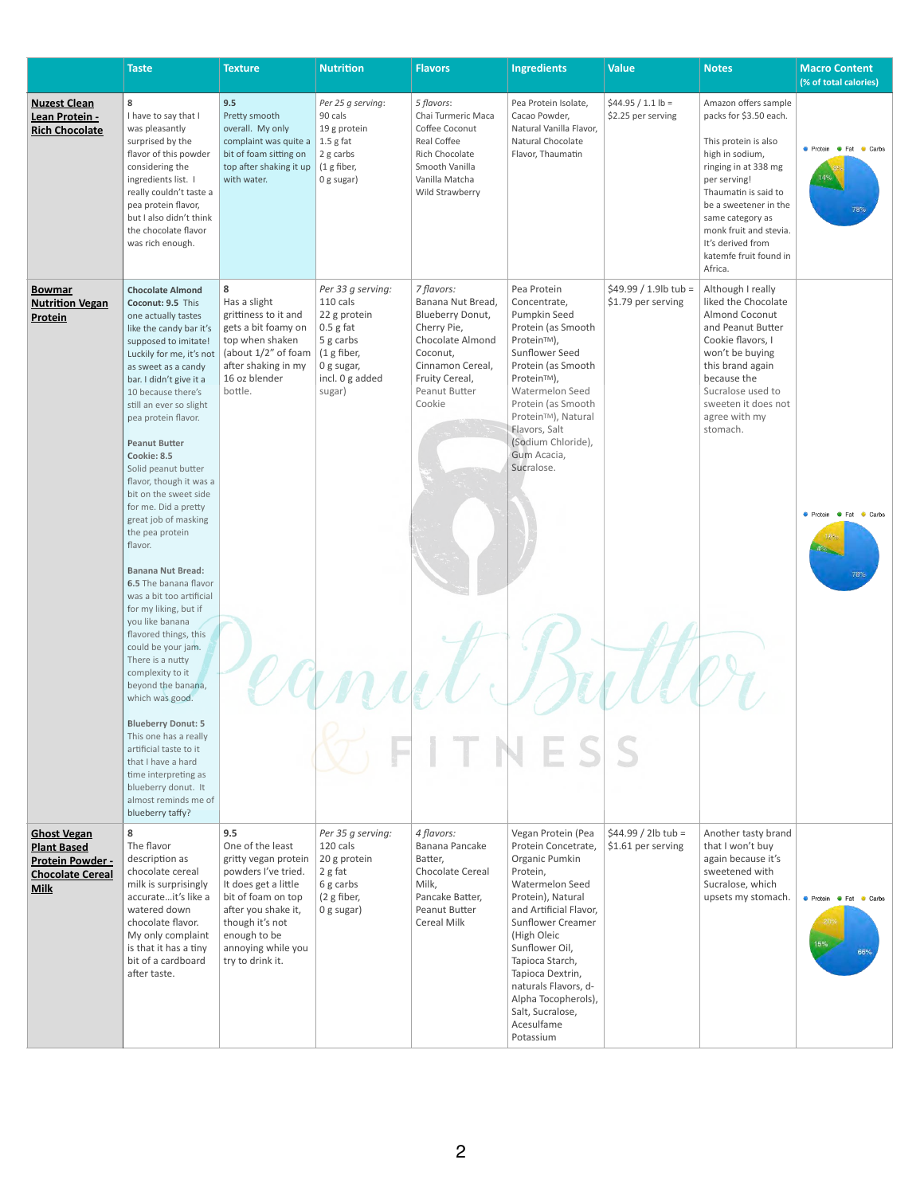| | Taste | Texture | Nutrition | Flavors | Ingredients | Value | Notes | Macro Content (% of total calories) |
|---|---|---|---|---|---|---|---|---|
| **Nuzest Clean Lean Protein - Rich Chocolate** | 8<br>I have to say that I was pleasantly surprised by the flavor of this powder considering the ingredients list. I really couldn't taste a pea protein flavor, but I also didn't think the chocolate flavor was rich enough. | 9.5<br>Pretty smooth overall. My only complaint was quite a bit of foam sitting on top after shaking it up with water. | *Per 25 g serving:*<br>90 cals<br>19 g protein<br>1.5 g fat<br>2 g carbs<br>(1 g fiber,<br>0 g sugar) | *5 flavors:*<br>Chai Turmeric Maca<br>Coffee Coconut<br>Real Coffee<br>Rich Chocolate<br>Smooth Vanilla<br>Vanilla Matcha<br>Wild Strawberry | Pea Protein Isolate, Cacao Powder, Natural Vanilla Flavor, Natural Chocolate Flavor, Thaumatin | $44.95 / 1.1 lb = $2.25 per serving | Amazon offers sample packs for $3.50 each.<br><br>This protein is also high in sodium, ringing in at 338 mg per serving!<br>Thaumatin is said to be a sweetener in the same category as monk fruit and stevia. It's derived from katemfe fruit found in Africa. | Protein, Fat, Carbs: 78% / 14% / 8% |
| **Bowmar Nutrition Vegan Protein** | **Chocolate Almond Coconut: 9.5** This one actually tastes like the candy bar it's supposed to imitate! Luckily for me, it's not as sweet as a candy bar. I didn't give it a 10 because there's still an ever so slight pea protein flavor.<br><br>**Peanut Butter Cookie: 8.5** Solid peanut butter flavor, though it was a bit on the sweet side for me. Did a pretty great job of masking the pea protein flavor.<br><br>**Banana Nut Bread: 6.5** The banana flavor was a bit too artificial for my liking, but if you like banana flavored things, this could be your jam. There is a nutty complexity to it beyond the banana, which was good.<br><br>**Blueberry Donut: 5** This one has a really artificial taste to it that I have a hard time interpreting as blueberry donut. It almost reminds me of blueberry taffy? | 8<br>Has a slight grittiness to it and gets a bit foamy on top when shaken (about 1/2" of foam after shaking in my 16 oz blender bottle. | *Per 33 g serving:*<br>110 cals<br>22 g protein<br>0.5 g fat<br>5 g carbs<br>(1 g fiber,<br>0 g sugar,<br>incl. 0 g added sugar) | *7 flavors:*<br>Banana Nut Bread, Blueberry Donut, Cherry Pie, Chocolate Almond Coconut, Cinnamon Cereal, Fruity Cereal, Peanut Butter Cookie | Pea Protein Concentrate, Pumpkin Seed Protein (as Smooth Protein™), Sunflower Seed Protein (as Smooth Protein™), Watermelon Seed Protein (as Smooth Protein™), Natural Flavors, Salt (Sodium Chloride), Gum Acacia, Sucralose. | $49.99 / 1.9lb tub = $1.79 per serving | Although I really liked the Chocolate Almond Coconut and Peanut Butter Cookie flavors, I won't be buying this brand again because the Sucralose used to sweeten it does not agree with my stomach. | Protein, Fat, Carbs: 78% / 4% / 18% |
| **Ghost Vegan Plant Based Protein Powder - Chocolate Cereal Milk** | 8<br>The flavor description as chocolate cereal milk is surprisingly accurate…it's like a watered down chocolate flavor. My only complaint is that it has a tiny bit of a cardboard after taste. | 9.5<br>One of the least gritty vegan protein powders I've tried. It does get a little bit of foam on top after you shake it, though it's not enough to be annoying while you try to drink it. | *Per 35 g serving:*<br>120 cals<br>20 g protein<br>2 g fat<br>6 g carbs<br>(2 g fiber,<br>0 g sugar) | *4 flavors:*<br>Banana Pancake Batter,<br>Chocolate Cereal Milk,<br>Pancake Batter,<br>Peanut Butter Cereal Milk | Vegan Protein (Pea Protein Concetrate, Organic Pumkin Protein, Watermelon Seed Protein), Natural and Artificial Flavor, Sunflower Creamer (High Oleic Sunflower Oil, Tapioca Starch, Tapioca Dextrin, naturals Flavors, d-Alpha Tocopherols), Salt, Sucralose, Acesulfame Potassium | $44.99 / 2lb tub = $1.61 per serving | Another tasty brand that I won't buy again because it's sweetened with Sucralose, which upsets my stomach. | Protein, Fat, Carbs: 66% / 15% / 20% |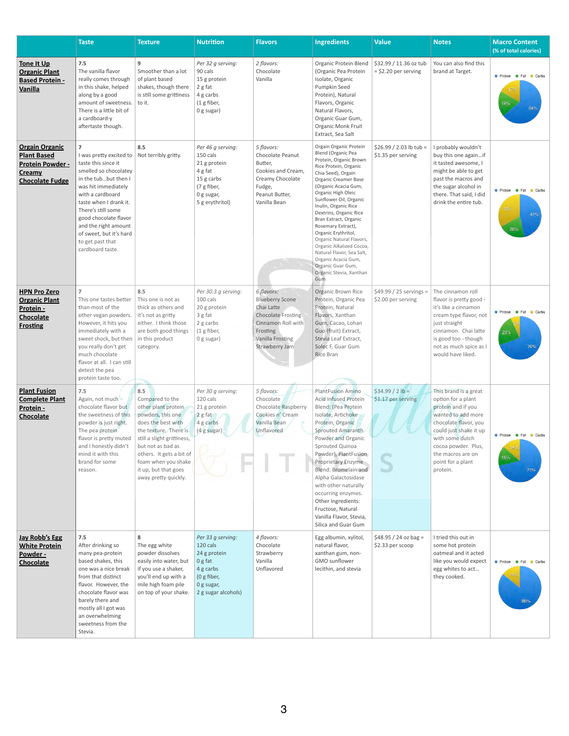| | Taste | Texture | Nutrition | Flavors | Ingredients | Value | Notes | Macro Content (% of total calories) |
|---|---|---|---|---|---|---|---|---|
| Tone It Up Organic Plant Based Protein - Vanilla | 7.5 The vanilla flavor really comes through in this shake, helped along by a good amount of sweetness. There is a little bit of a cardboard-y aftertaste though. | 9 Smoother than a lot of plant based shakes, though there is still some grittiness to it. | *Per 32 g serving:* 90 cals 15 g protein 2 g fat 4 g carbs (1 g fiber, 0 g sugar) | *2 flavors:* Chocolate Vanilla | Organic Protein Blend (Organic Pea Protein Isolate, Organic Pumpkin Seed Protein), Natural Flavors, Organic Natural Flavors, Organic Guar Gum, Organic Monk Fruit Extract, Sea Salt | $32.99 / 11.36 oz tub = $2.20 per serving | You can also find this brand at Target. | Protein 64%, Fat 19%, Carbs 17% |
| Orgain Organic Plant Based Protein Powder - Creamy Chocolate Fudge | 7 I was pretty excited to taste this since it smelled so chocolatey in the tub…but then I was hit immediately with a cardboard taste when I drank it. There's still some good chocolate flavor and the right amount of sweet, but it's hard to get past that cardboard taste. | 8.5 Not terribly gritty. | *Per 46 g serving:* 150 cals 21 g protein 4 g fat 15 g carbs (7 g fiber, 0 g sugar, 5 g erythritol) | *5 flavors:* Chocolate Peanut Butter, Cookies and Cream, Creamy Chocolate Fudge, Peanut Butter, Vanilla Bean | Orgain Organic Protein Blend (Organic Pea Protein, Organic Brown Rice Protein, Organic Chia Seed), Orgain Organic Creamer Base (Organic Acacia Gum, Organic High Oleic Sunflower Oil, Organic Inulin, Organic Rice Dextrins, Organic Rice Bran Extract, Organic Rosemary Extract), Organic Erythritol, Organic Natural Flavors, Organic Alkalized Cocoa, Natural Flavor, Sea Salt, Organic Acacia Gum, Organic Guar Gum, Organic Stevia, Xanthan Gum | $26.99 / 2.03 lb tub = $1.35 per serving | I probably wouldn't buy this one again…if it tasted awesome, I might be able to get past the macros and the sugar alcohol in there. That said, I did drink the entire tub. | Protein 47%, Fat 20%, Carbs 33% |
| HPN Pro Zero Organic Plant Protein - Chocolate Frosting | 7 This one tastes better than most of the other vegan powders. However, it hits you immediately with a sweet shock, but then you really don't get much chocolate flavor at all. I can still detect the pea protein taste too. | 8.5 This one is not as thick as others and it's not as gritty either. I think those are both good things in this product category. | *Per 30.3 g serving:* 100 cals 20 g protein 3 g fat 2 g carbs (1 g fiber, 0 g sugar) | *6 flavors:* Blueberry Scone Chai Latte Chocolate Frosting Cinnamon Roll with Frosting Vanilla Frosting Strawberry Jam | Organic Brown Rice Protein, Organic Pea Protein, Natural Flavors, Xanthan Gum, Cacao, Lohan Guo (fruit) Extract, Stevia Leaf Extract, Solec F, Guar Gum Rice Bran | $49.99 / 25 servings = $2.00 per serving | The cinnamon roll flavor is pretty good - it's like a cinnamon cream type flavor, not just straight cinnamon. Chai latte is good too - though not as much spice as I would have liked. | Protein 70%, Fat 23%, Carbs 7% |
| Plant Fusion Complete Plant Protein - Chocolate | 7.5 Again, not much chocolate flavor but the sweetness of this powder is just right. The pea protein flavor is pretty muted and I honestly didn't mind it with this brand for some reason. | 8.5 Compared to the other plant protein powders, this one does the best with the texture. There is still a slight grittiness, but not as bad as others. It gets a bit of foam when you shake it up, but that goes away pretty quickly. | *Per 30 g serving:* 120 cals 21 g protein 2 g fat 4 g carbs (4 g sugar) | *5 flavors:* Chocolate Chocolate Raspberry Cookies n' Cream Vanilla Bean Unflavored | PlantFusion Amino Acid Infused Protein Blend: (Pea Protein Isolate, Artichoke Protein, Organic Sprouted Amaranth Powder and Organic Sprouted Quinoa Powder), PlantFusion Proprietary Enzyme Blend: Bromelain and Alpha Galactosidase with other naturally occurring enzymes. Other Ingredients: Fructose, Natural Vanilla Flavor, Stevia, Silica and Guar Gum | $34.99 / 2 lb = $1.17 per serving | This brand is a great option for a plant protein and if you wanted to add more chocolate flavor, you could just shake it up with some dutch cocoa powder. Plus, the macros are on point for a plant protein. | Protein 71%, Fat 15%, Carbs 14% |
| Jay Robb's Egg White Protein Powder - Chocolate | 7.5 After drinking so many plant based shakes, this one was a nice break from that distinct flavor. However, the chocolate flavor was barely there and mostly all I got was an overwhelming sweetness from the Stevia. | 8 The egg white powder dissolves easily into water, but if you use a shaker, you'll end up with a mile high foam pile on top of your shake. | *Per 33 g serving:* 120 cals 24 g protein 0 g fat 4 g carbs (0 g fiber, 0 g sugar, 2 g sugar alcohols) | *4 flavors:* Chocolate Strawberry Vanilla Unflavored | Egg albumin, xylitol, natural flavor, xanthan gum, non-GMO sunflower lecithin, and stevia | $48.95 / 24 oz bag = $2.33 per scoop | I tried this out in some hot protein oatmeal and it acted like you would expect egg whites to act… they cooked. | Protein 86%, Carbs 14% |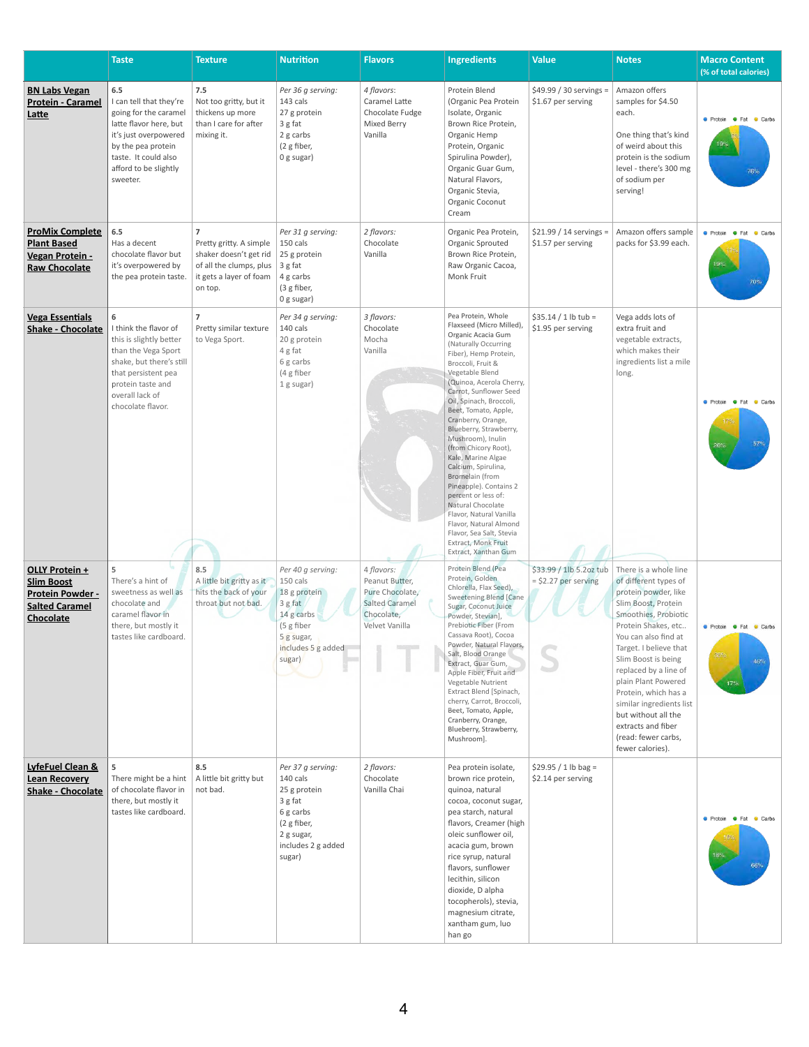| | Taste | Texture | Nutrition | Flavors | Ingredients | Value | Notes | Macro Content (% of total calories) |
|---|---|---|---|---|---|---|---|---|
| **BN Labs Vegan Protein - Caramel Latte** | 6.5<br>I can tell that they're going for the caramel latte flavor here, but it's just overpowered by the pea protein taste. It could also afford to be slightly sweeter. | 7.5<br>Not too gritty, but it thickens up more than I care for after mixing it. | *Per 36 g serving:*<br>143 cals<br>27 g protein<br>3 g fat<br>2 g carbs<br>(2 g fiber,<br>0 g sugar) | *4 flavors:*<br>Caramel Latte<br>Chocolate Fudge<br>Mixed Berry<br>Vanilla | Protein Blend (Organic Pea Protein Isolate, Organic Brown Rice Protein, Organic Hemp Protein, Organic Spirulina Powder), Organic Guar Gum, Natural Flavors, Organic Stevia, Organic Coconut Cream | $49.99 / 30 servings = $1.67 per serving | Amazon offers samples for $4.50 each.<br><br>One thing that's kind of weird about this protein is the sodium level - there's 300 mg of sodium per serving! | Protein 76%, Fat 19%, Carbs 5% |
| **ProMix Complete Plant Based Vegan Protein - Raw Chocolate** | 6.5<br>Has a decent chocolate flavor but it's overpowered by the pea protein taste. | 7<br>Pretty gritty. A simple shaker doesn't get rid of all the clumps, plus it gets a layer of foam on top. | *Per 31 g serving:*<br>150 cals<br>25 g protein<br>3 g fat<br>4 g carbs<br>(3 g fiber,<br>0 g sugar) | *2 flavors:*<br>Chocolate<br>Vanilla | Organic Pea Protein, Organic Sprouted Brown Rice Protein, Raw Organic Cacoa, Monk Fruit | $21.99 / 14 servings = $1.57 per serving | Amazon offers sample packs for $3.99 each. | Protein 70%, Fat 19%, Carbs 11% |
| **Vega Essentials Shake - Chocolate** | 6<br>I think the flavor of this is slightly better than the Vega Sport shake, but there's still that persistent pea protein taste and overall lack of chocolate flavor. | 7<br>Pretty similar texture to Vega Sport. | *Per 34 g serving:*<br>140 cals<br>20 g protein<br>4 g fat<br>6 g carbs<br>(4 g fiber<br>1 g sugar) | *3 flavors:*<br>Chocolate<br>Mocha<br>Vanilla | Pea Protein, Whole Flaxseed (Micro Milled), Organic Acacia Gum (Naturally Occurring Fiber), Hemp Protein, Broccoli, Fruit & Vegetable Blend (Quinoa, Acerola Cherry, Carrot, Sunflower Seed Oil, Spinach, Broccoli, Beet, Tomato, Apple, Cranberry, Orange, Blueberry, Strawberry, Mushroom), Inulin (from Chicory Root), Kale, Marine Algae Calcium, Spirulina, Bromelain (from Pineapple). Contains 2 percent or less of: Natural Chocolate Flavor, Natural Vanilla Flavor, Natural Almond Flavor, Sea Salt, Stevia Extract, Monk Fruit Extract, Xanthan Gum | $35.14 / 1 lb tub = $1.95 per serving | Vega adds lots of extra fruit and vegetable extracts, which makes their ingredients list a mile long. | Protein 57%, Fat 26%, Carbs 17% |
| **OLLY Protein + Slim Boost Protein Powder - Salted Caramel Chocolate** | 5<br>There's a hint of sweetness as well as chocolate and caramel flavor in there, but mostly it tastes like cardboard. | 8.5<br>A little bit gritty as it hits the back of your throat but not bad. | *Per 40 g serving:*<br>150 cals<br>18 g protein<br>3 g fat<br>14 g carbs<br>(5 g fiber<br>5 g sugar, includes 5 g added sugar) | *4 flavors:*<br>Peanut Butter,<br>Pure Chocolate,<br>Salted Caramel Chocolate,<br>Velvet Vanilla | Protein Blend (Pea Protein, Golden Chlorella, Flax Seed), Sweetening Blend [Cane Sugar, Coconut Juice Powder, Stevian], Prebiotic Fiber (From Cassava Root), Cocoa Powder, Natural Flavors, Salt, Blood Orange Extract, Guar Gum, Apple Fiber, Fruit and Vegetable Nutrient Extract Blend [Spinach, cherry, Carrot, Broccoli, Beet, Tomato, Apple, Cranberry, Orange, Blueberry, Strawberry, Mushroom]. | $33.99 / 1lb 5.2oz tub = $2.27 per serving | There is a whole line of different types of protein powder, like Slim Boost, Protein Smoothies, Probiotic Protein Shakes, etc.. You can also find at Target. I believe that Slim Boost is being replaced by a line of plain Plant Powered Protein, which has a similar ingredients list but without all the extracts and fiber (read: fewer carbs, fewer calories). | Protein 46%, Fat 17%, Carbs 37% |
| **LyfeFuel Clean & Lean Recovery Shake - Chocolate** | 5<br>There might be a hint of chocolate flavor in there, but mostly it tastes like cardboard. | 8.5<br>A little bit gritty but not bad. | *Per 37 g serving:*<br>140 cals<br>25 g protein<br>3 g fat<br>6 g carbs<br>(2 g fiber,<br>2 g sugar, includes 2 g added sugar) | *2 flavors:*<br>Chocolate<br>Vanilla Chai | Pea protein isolate, brown rice protein, quinoa, natural cocoa, coconut sugar, pea starch, natural flavors, Creamer (high oleic sunflower oil, acacia gum, brown rice syrup, natural flavors, sunflower lecithin, silicon dioxide, D alpha tocopherols), stevia, magnesium citrate, xantham gum, luo han go | $29.95 / 1 lb bag = $2.14 per serving | | Protein 66%, Fat 18%, Carbs 16% |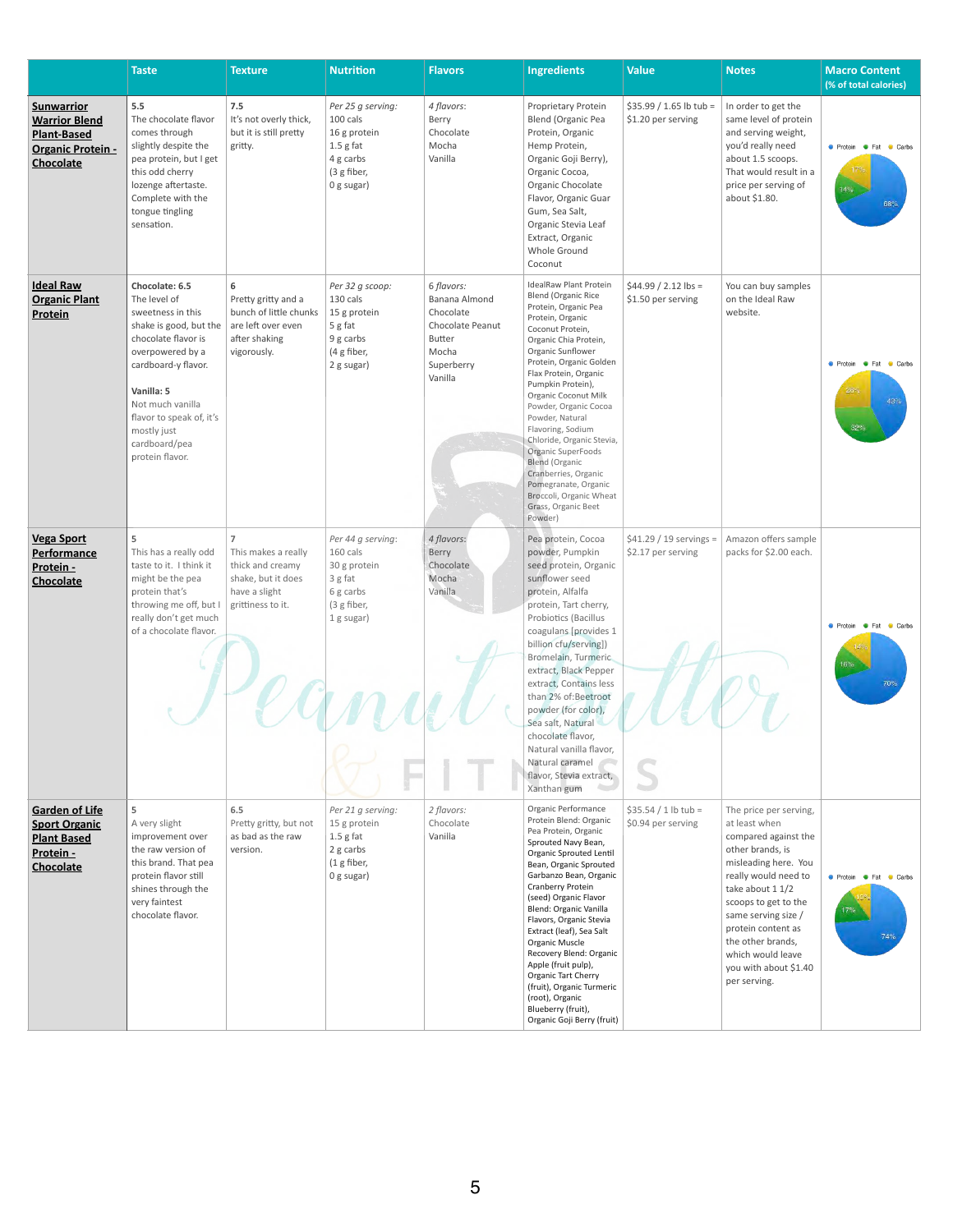| | Taste | Texture | Nutrition | Flavors | Ingredients | Value | Notes | Macro Content (% of total calories) |
|---|---|---|---|---|---|---|---|---|
| **Sunwarrior Warrior Blend Plant-Based Organic Protein - Chocolate** | **5.5** The chocolate flavor comes through slightly despite the pea protein, but I get this odd cherry lozenge aftertaste. Complete with the tongue tingling sensation. | **7.5** It's not overly thick, but it is still pretty gritty. | *Per 25 g serving:* 100 cals 16 g protein 1.5 g fat 4 g carbs (3 g fiber, 0 g sugar) | *4 flavors:* Berry Chocolate Mocha Vanilla | Proprietary Protein Blend (Organic Pea Protein, Organic Hemp Protein, Organic Goji Berry), Organic Cocoa, Organic Chocolate Flavor, Organic Guar Gum, Sea Salt, Organic Stevia Leaf Extract, Organic Whole Ground Coconut | $35.99 / 1.65 lb tub = $1.20 per serving | In order to get the same level of protein and serving weight, you'd really need about 1.5 scoops. That would result in a price per serving of about $1.80. | Protein 68%, Fat 14%, Carbs 17% |
| **Ideal Raw Organic Plant Protein** | **Chocolate: 6.5** The level of sweetness in this shake is good, but the chocolate flavor is overpowered by a cardboard-y flavor. **Vanilla: 5** Not much vanilla flavor to speak of, it's mostly just cardboard/pea protein flavor. | **6** Pretty gritty and a bunch of little chunks are left over even after shaking vigorously. | *Per 32 g scoop:* 130 cals 15 g protein 5 g fat 9 g carbs (4 g fiber, 2 g sugar) | *6 flavors:* Banana Almond Chocolate Chocolate Peanut Butter Mocha Superberry Vanilla | IdealRaw Plant Protein Blend (Organic Rice Protein, Organic Pea Protein, Organic Coconut Protein, Organic Chia Protein, Organic Sunflower Protein, Organic Golden Flax Protein, Organic Pumpkin Protein), Organic Coconut Milk Powder, Organic Cocoa Powder, Natural Flavoring, Sodium Chloride, Organic Stevia, Organic SuperFoods Blend (Organic Cranberries, Organic Pomegranate, Organic Broccoli, Organic Wheat Grass, Organic Beet Powder) | $44.99 / 2.12 lbs = $1.50 per serving | You can buy samples on the Ideal Raw website. | Protein 43%, Fat 32%, Carbs 26% |
| **Vega Sport Performance Protein - Chocolate** | **5** This has a really odd taste to it. I think it might be the pea protein that's throwing me off, but I really don't get much of a chocolate flavor. | **7** This makes a really thick and creamy shake, but it does have a slight grittiness to it. | *Per 44 g serving:* 160 cals 30 g protein 3 g fat 6 g carbs (3 g fiber, 1 g sugar) | *4 flavors:* Berry Chocolate Mocha Vanilla | Pea protein, Cocoa powder, Pumpkin seed protein, Organic sunflower seed protein, Alfalfa protein, Tart cherry, Probiotics (Bacillus coagulans [provides 1 billion cfu/serving]) Bromelain, Turmeric extract, Black Pepper extract, Contains less than 2% of:Beetroot powder (for color), Sea salt, Natural chocolate flavor, Natural vanilla flavor, Natural caramel flavor, Stevia extract, Xanthan gum | $41.29 / 19 servings = $2.17 per serving | Amazon offers sample packs for $2.00 each. | Protein 70%, Fat 16%, Carbs 14% |
| **Garden of Life Sport Organic Plant Based Protein - Chocolate** | **5** A very slight improvement over the raw version of this brand. That pea protein flavor still shines through the very faintest chocolate flavor. | **6.5** Pretty gritty, but not as bad as the raw version. | *Per 21 g serving:* 15 g protein 1.5 g fat 2 g carbs (1 g fiber, 0 g sugar) | *2 flavors:* Chocolate Vanilla | Organic Performance Protein Blend: Organic Pea Protein, Organic Sprouted Navy Bean, Organic Sprouted Lentil Bean, Organic Sprouted Garbanzo Bean, Organic Cranberry Protein (seed) Organic Flavor Blend: Organic Vanilla Flavors, Organic Stevia Extract (leaf), Sea Salt Organic Muscle Recovery Blend: Organic Apple (fruit pulp), Organic Tart Cherry (fruit), Organic Turmeric (root), Organic Blueberry (fruit), Organic Goji Berry (fruit) | $35.54 / 1 lb tub = $0.94 per serving | The price per serving, at least when compared against the other brands, is misleading here. You really would need to take about 1 1/2 scoops to get to the same serving size / protein content as the other brands, which would leave you with about $1.40 per serving. | Protein 74%, Fat 17%, Carbs 10% |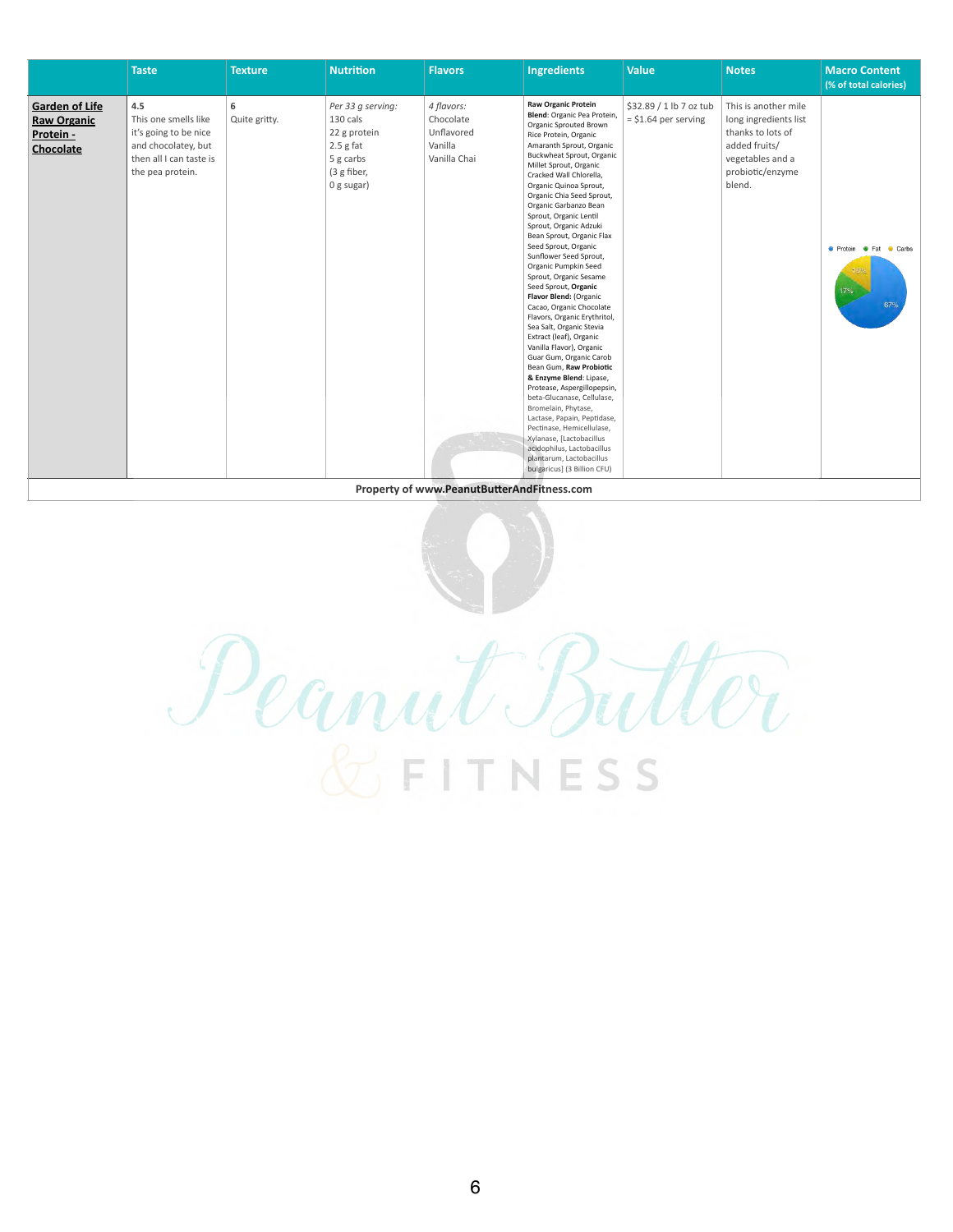| | Taste | Texture | Nutrition | Flavors | Ingredients | Value | Notes | Macro Content (% of total calories) |
|---|---|---|---|---|---|---|---|---|
| **Garden of Life Raw Organic Protein - Chocolate** | **4.5** This one smells like it's going to be nice and chocolatey, but then all I can taste is the pea protein. | **6** Quite gritty. | *Per 33 g serving:* 130 cals 22 g protein 2.5 g fat 5 g carbs (3 g fiber, 0 g sugar) | *4 flavors:* Chocolate Unflavored Vanilla Vanilla Chai | **Raw Organic Protein Blend**: Organic Pea Protein, Organic Sprouted Brown Rice Protein, Organic Amaranth Sprout, Organic Buckwheat Sprout, Organic Millet Sprout, Organic Cracked Wall Chlorella, Organic Quinoa Sprout, Organic Chia Seed Sprout, Organic Garbanzo Bean Sprout, Organic Lentil Sprout, Organic Adzuki Bean Sprout, Organic Flax Seed Sprout, Organic Sunflower Seed Sprout, Organic Pumpkin Seed Sprout, Organic Sesame Seed Sprout, **Organic Flavor Blend**: (Organic Cacao, Organic Chocolate Flavors, Organic Erythritol, Sea Salt, Organic Stevia Extract (leaf), Organic Vanilla Flavor), Organic Guar Gum, Organic Carob Bean Gum, **Raw Probiotic & Enzyme Blend**: Lipase, Protease, Aspergillopepsin, beta-Glucanase, Cellulase, Bromelain, Phytase, Lactase, Papain, Peptidase, Pectinase, Hemicellulase, Xylanase, [Lactobacillus acidophilus, Lactobacillus plantarum, Lactobacillus bulgaricus] (3 Billion CFU) | $32.89 / 1 lb 7 oz tub = $1.64 per serving | This is another mile long ingredients list thanks to lots of added fruits/ vegetables and a probiotic/enzyme blend. | Protein Fat Carbs 67% 17% 15% |

**Property of www.PeanutButterAndFitness.com**